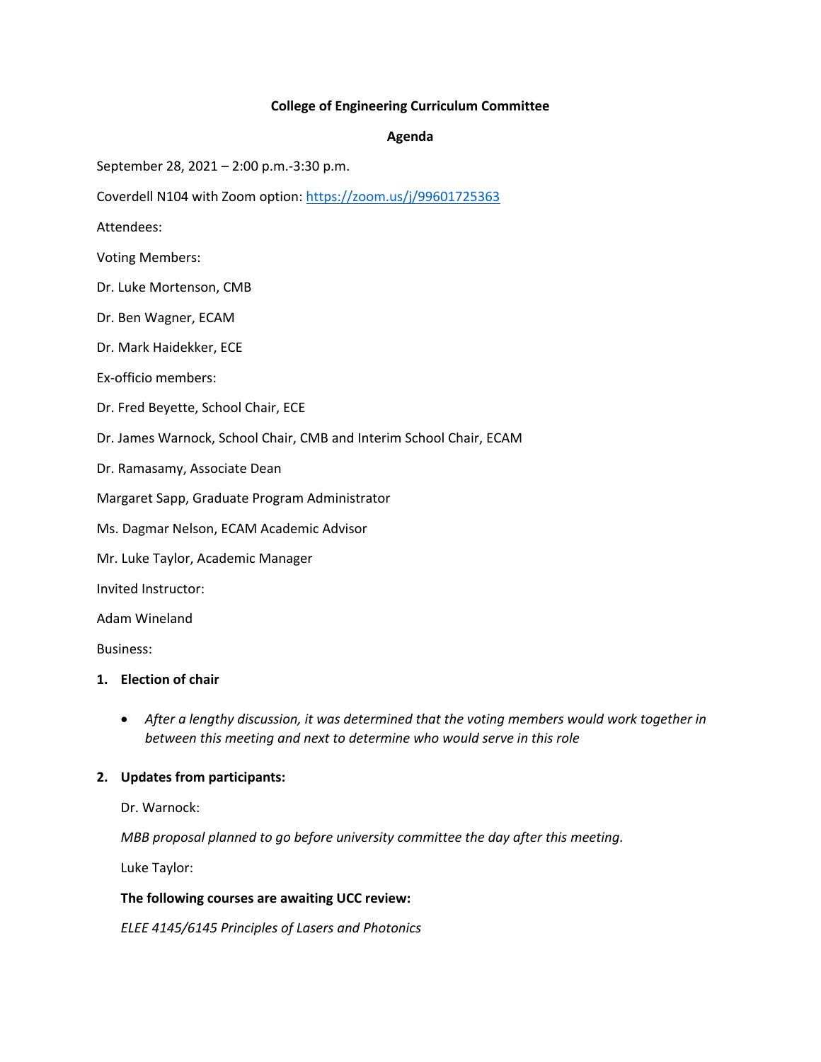**College of Engineering Curriculum Committee**

**Agenda**

September 28, 2021 – 2:00 p.m.-3:30 p.m.

Coverdell N104 with Zoom option: https://zoom.us/j/99601725363

Attendees:

Voting Members:

Dr. Luke Mortenson, CMB

Dr. Ben Wagner, ECAM

Dr. Mark Haidekker, ECE

Ex-officio members:

Dr. Fred Beyette, School Chair, ECE

Dr. James Warnock, School Chair, CMB and Interim School Chair, ECAM

Dr. Ramasamy, Associate Dean

Margaret Sapp, Graduate Program Administrator

Ms. Dagmar Nelson, ECAM Academic Advisor

Mr. Luke Taylor, Academic Manager

Invited Instructor:

Adam Wineland

Business:

1. **Election of chair**

   - *After a lengthy discussion, it was determined that the voting members would work together in between this meeting and next to determine who would serve in this role*

2. **Updates from participants:**

   Dr. Warnock:

   *MBB proposal planned to go before university committee the day after this meeting.*

   Luke Taylor:

   **The following courses are awaiting UCC review:**

   *ELEE 4145/6145 Principles of Lasers and Photonics*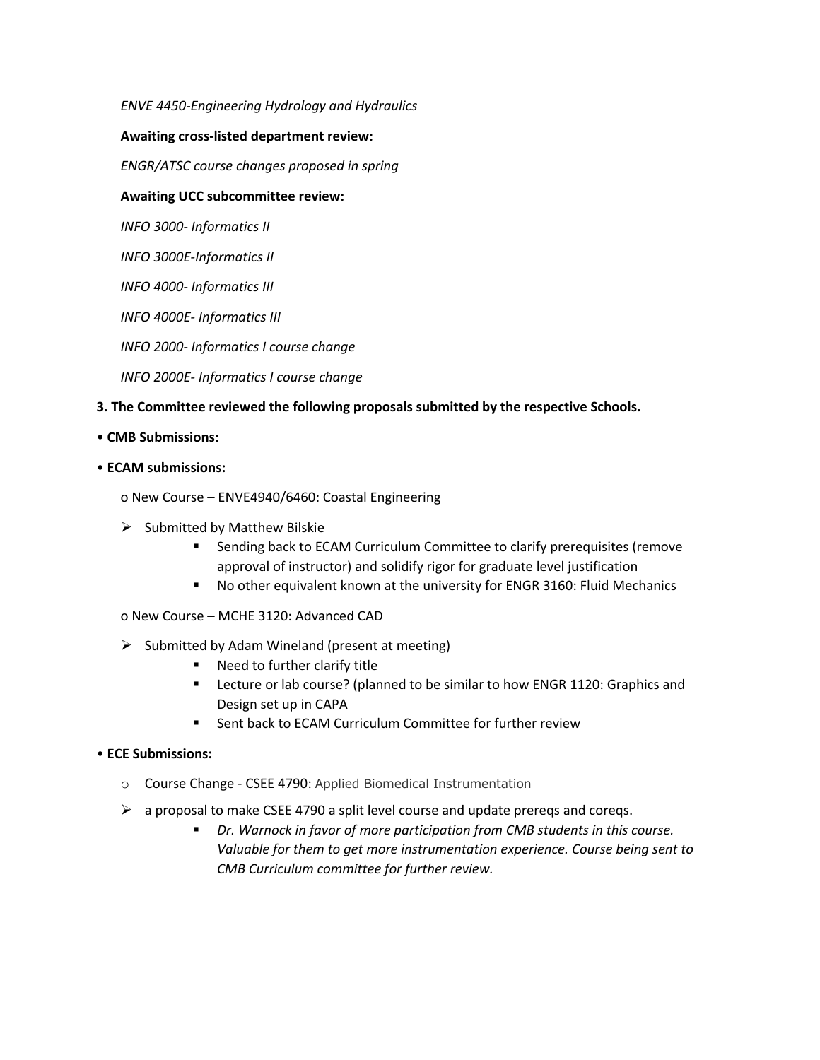*ENVE 4450-Engineering Hydrology and Hydraulics*

**Awaiting cross-listed department review:**

*ENGR/ATSC course changes proposed in spring*

**Awaiting UCC subcommittee review:**

*INFO 3000- Informatics II*

*INFO 3000E-Informatics II*

*INFO 4000- Informatics III*

*INFO 4000E- Informatics III*

*INFO 2000- Informatics I course change*

*INFO 2000E- Informatics I course change*

**3. The Committee reviewed the following proposals submitted by the respective Schools.**

- **CMB Submissions:**
- **ECAM submissions:**
  - o New Course – ENVE4940/6460: Coastal Engineering
    - Submitted by Matthew Bilskie
      - Sending back to ECAM Curriculum Committee to clarify prerequisites (remove approval of instructor) and solidify rigor for graduate level justification
      - No other equivalent known at the university for ENGR 3160: Fluid Mechanics
  - o New Course – MCHE 3120: Advanced CAD
    - Submitted by Adam Wineland (present at meeting)
      - Need to further clarify title
      - Lecture or lab course? (planned to be similar to how ENGR 1120: Graphics and Design set up in CAPA
      - Sent back to ECAM Curriculum Committee for further review
- **ECE Submissions:**
  - o Course Change - CSEE 4790: Applied Biomedical Instrumentation
    - a proposal to make CSEE 4790 a split level course and update prereqs and coreqs.
      - *Dr. Warnock in favor of more participation from CMB students in this course. Valuable for them to get more instrumentation experience. Course being sent to CMB Curriculum committee for further review.*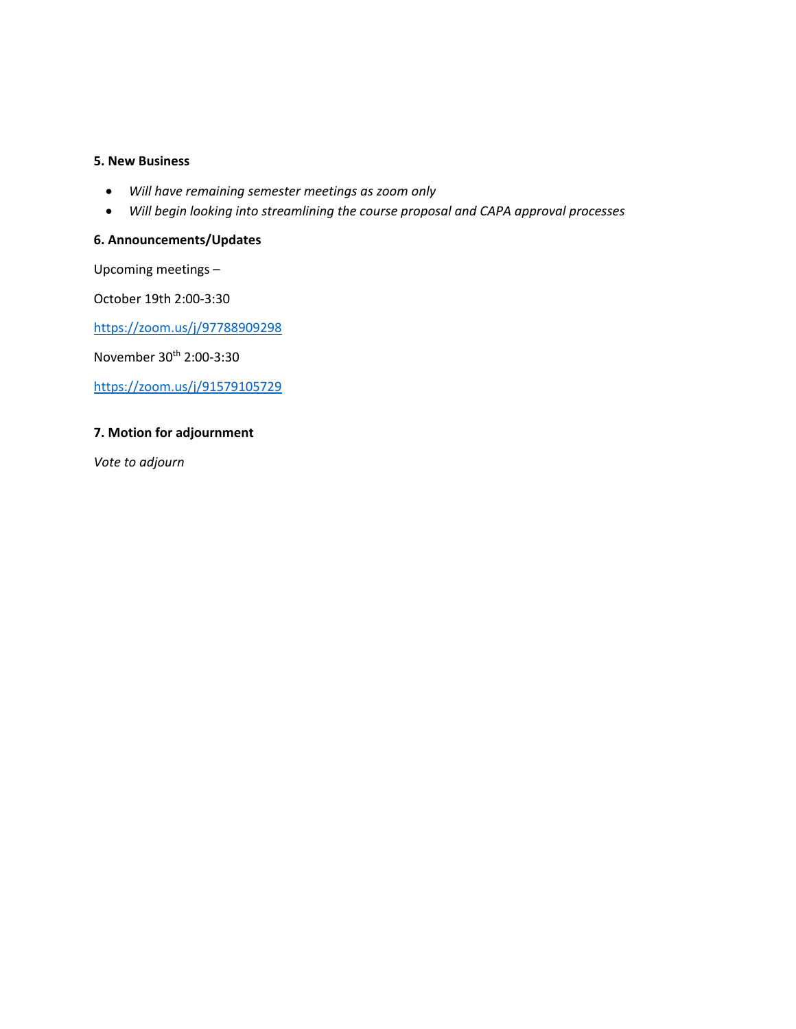**5. New Business**

- *Will have remaining semester meetings as zoom only*
- *Will begin looking into streamlining the course proposal and CAPA approval processes*

**6. Announcements/Updates**

Upcoming meetings –

October 19th 2:00-3:30

https://zoom.us/j/97788909298

November 30th 2:00-3:30

https://zoom.us/j/91579105729

**7. Motion for adjournment**

*Vote to adjourn*